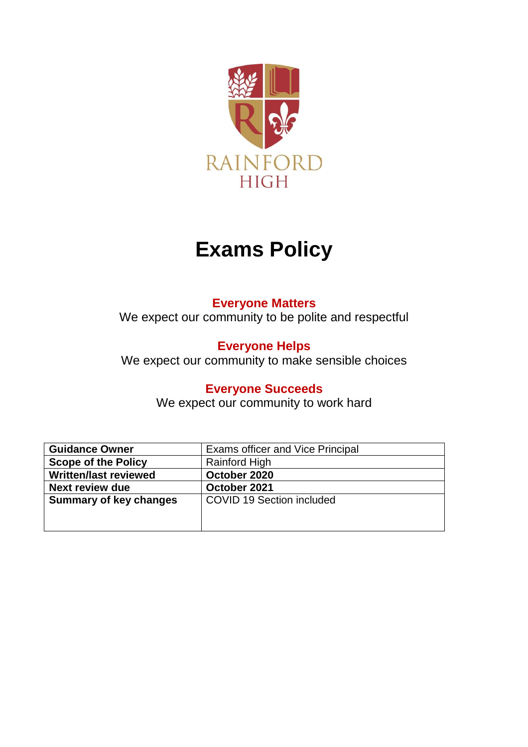RAINFORD
HIGH

# Exams Policy

**Everyone Matters**
We expect our community to be polite and respectful

**Everyone Helps**
We expect our community to make sensible choices

**Everyone Succeeds**
We expect our community to work hard

| **Guidance Owner** | Exams officer and Vice Principal |
|---|---|
| **Scope of the Policy** | Rainford High |
| **Written/last reviewed** | **October 2020** |
| **Next review due** | **October 2021** |
| **Summary of key changes** | COVID 19 Section included |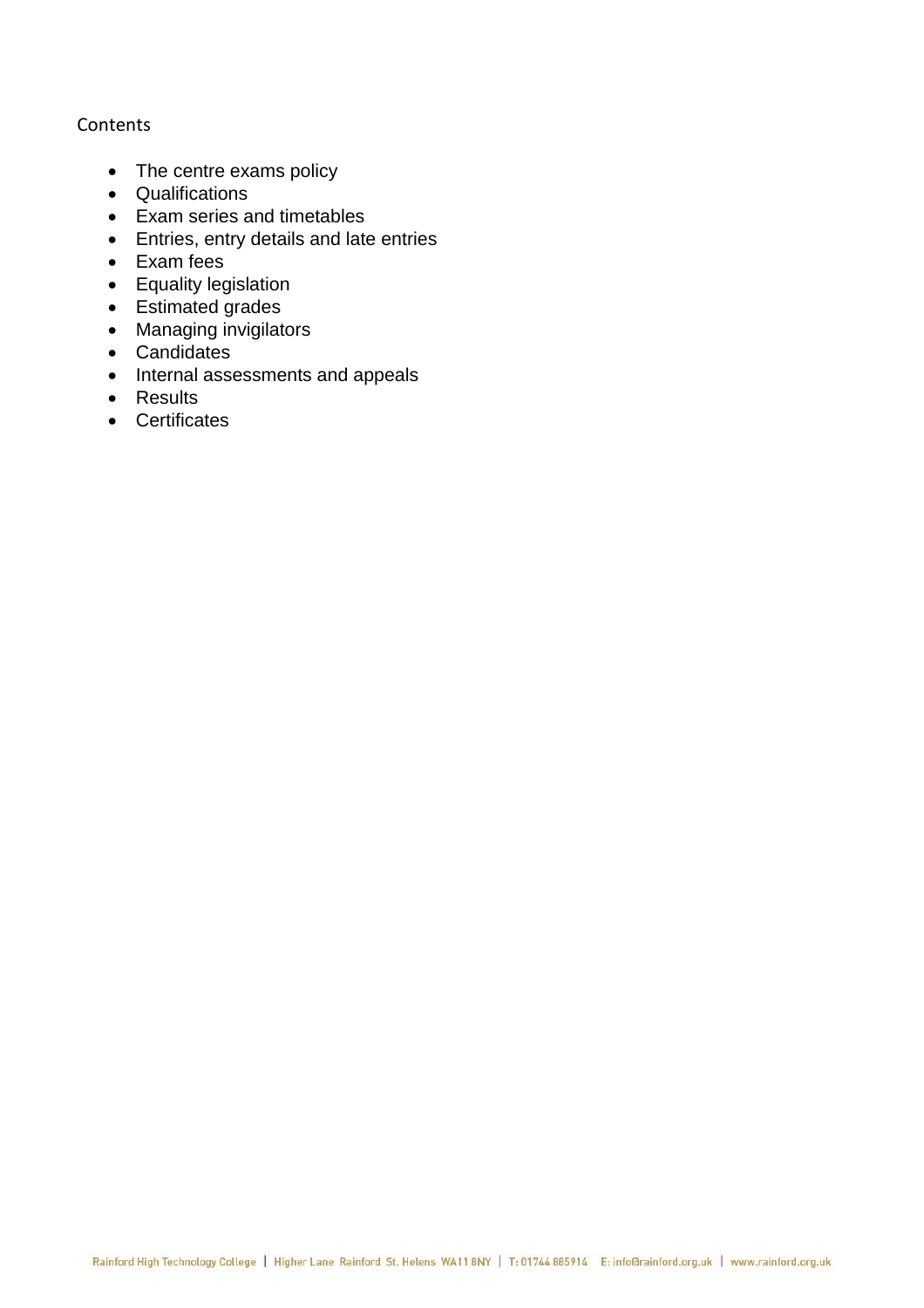Contents

- The centre exams policy
- Qualifications
- Exam series and timetables
- Entries, entry details and late entries
- Exam fees
- Equality legislation
- Estimated grades
- Managing invigilators
- Candidates
- Internal assessments and appeals
- Results
- Certificates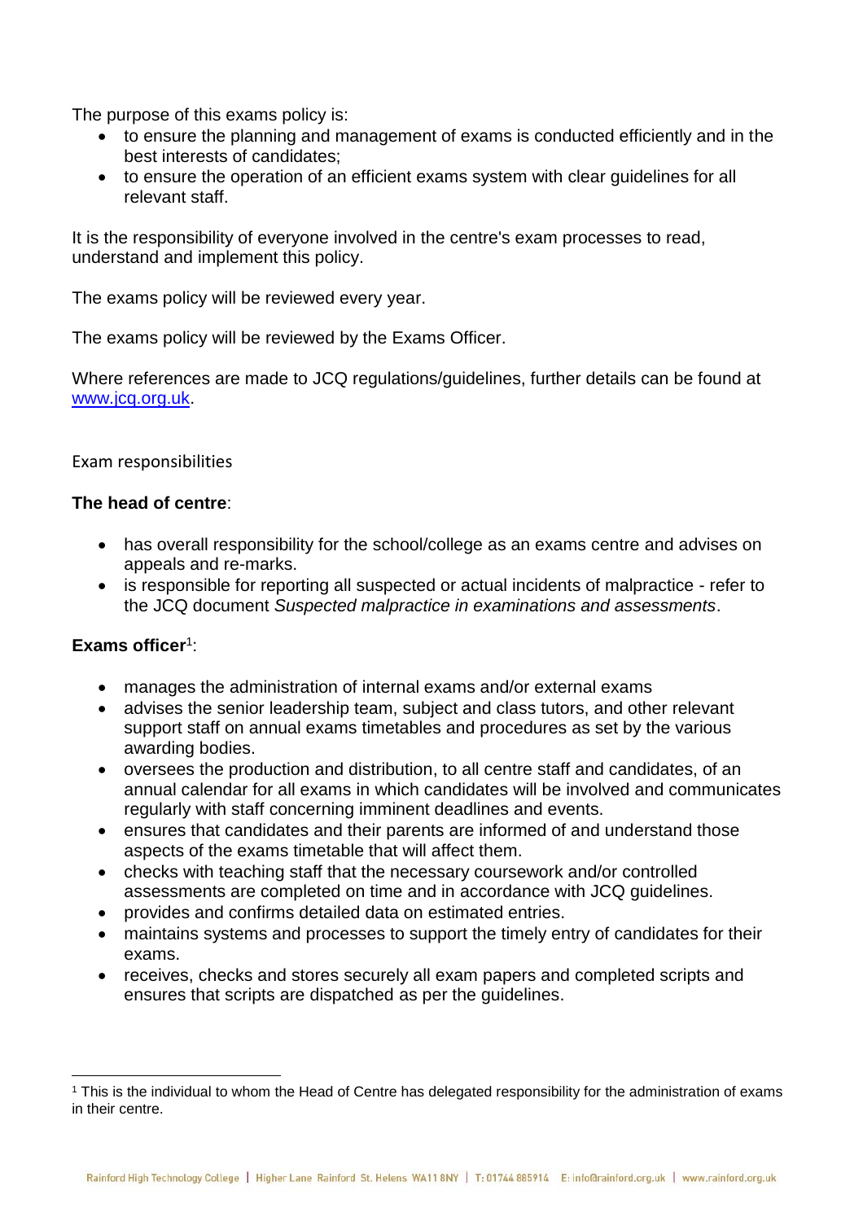The purpose of this exams policy is:

- to ensure the planning and management of exams is conducted efficiently and in the best interests of candidates;
- to ensure the operation of an efficient exams system with clear guidelines for all relevant staff.

It is the responsibility of everyone involved in the centre's exam processes to read, understand and implement this policy.

The exams policy will be reviewed every year.

The exams policy will be reviewed by the Exams Officer.

Where references are made to JCQ regulations/guidelines, further details can be found at [www.jcq.org.uk](http://www.jcq.org.uk).

## Exam responsibilities

**The head of centre**:

- has overall responsibility for the school/college as an exams centre and advises on appeals and re-marks.
- is responsible for reporting all suspected or actual incidents of malpractice - refer to the JCQ document *Suspected malpractice in examinations and assessments*.

**Exams officer**[1]:

- manages the administration of internal exams and/or external exams
- advises the senior leadership team, subject and class tutors, and other relevant support staff on annual exams timetables and procedures as set by the various awarding bodies.
- oversees the production and distribution, to all centre staff and candidates, of an annual calendar for all exams in which candidates will be involved and communicates regularly with staff concerning imminent deadlines and events.
- ensures that candidates and their parents are informed of and understand those aspects of the exams timetable that will affect them.
- checks with teaching staff that the necessary coursework and/or controlled assessments are completed on time and in accordance with JCQ guidelines.
- provides and confirms detailed data on estimated entries.
- maintains systems and processes to support the timely entry of candidates for their exams.
- receives, checks and stores securely all exam papers and completed scripts and ensures that scripts are dispatched as per the guidelines.

[1] This is the individual to whom the Head of Centre has delegated responsibility for the administration of exams in their centre.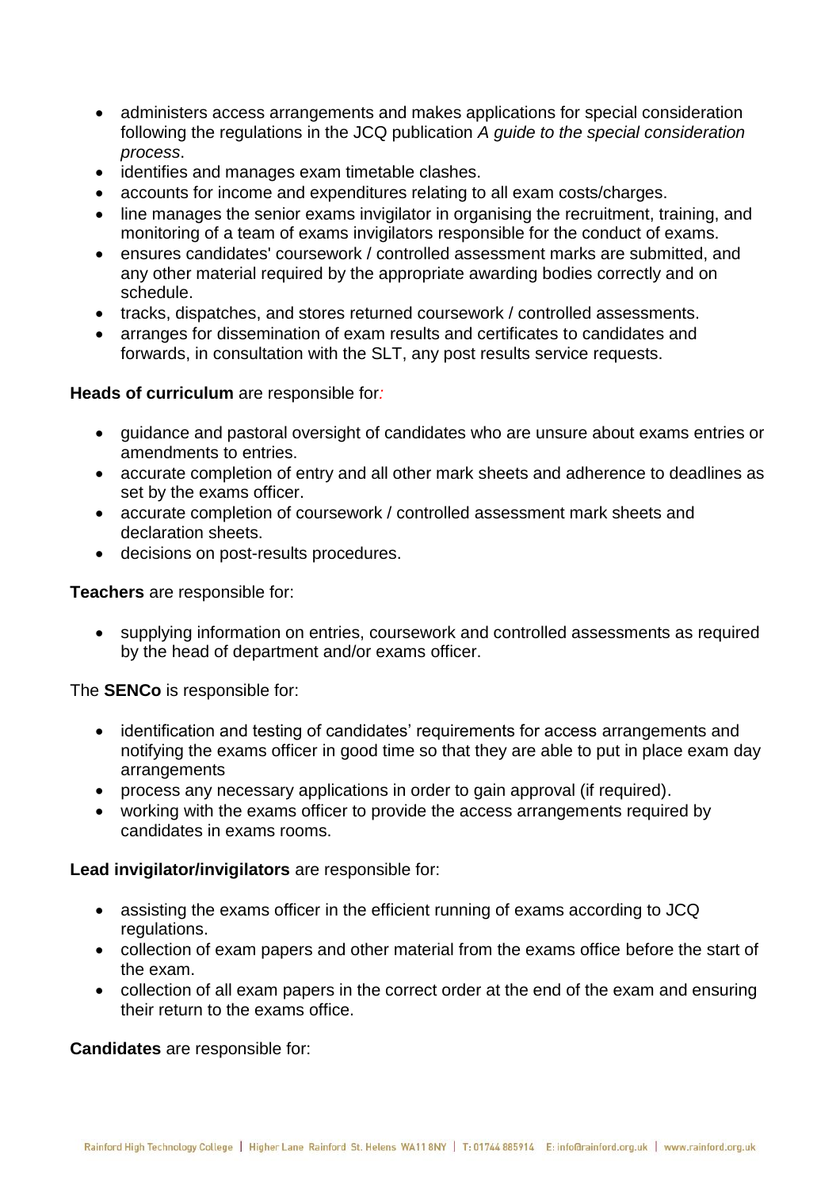- administers access arrangements and makes applications for special consideration following the regulations in the JCQ publication *A guide to the special consideration process*.
- identifies and manages exam timetable clashes.
- accounts for income and expenditures relating to all exam costs/charges.
- line manages the senior exams invigilator in organising the recruitment, training, and monitoring of a team of exams invigilators responsible for the conduct of exams.
- ensures candidates' coursework / controlled assessment marks are submitted, and any other material required by the appropriate awarding bodies correctly and on schedule.
- tracks, dispatches, and stores returned coursework / controlled assessments.
- arranges for dissemination of exam results and certificates to candidates and forwards, in consultation with the SLT, any post results service requests.

**Heads of curriculum** are responsible for:

- guidance and pastoral oversight of candidates who are unsure about exams entries or amendments to entries.
- accurate completion of entry and all other mark sheets and adherence to deadlines as set by the exams officer.
- accurate completion of coursework / controlled assessment mark sheets and declaration sheets.
- decisions on post-results procedures.

**Teachers** are responsible for:

- supplying information on entries, coursework and controlled assessments as required by the head of department and/or exams officer.

The **SENCo** is responsible for:

- identification and testing of candidates' requirements for access arrangements and notifying the exams officer in good time so that they are able to put in place exam day arrangements
- process any necessary applications in order to gain approval (if required).
- working with the exams officer to provide the access arrangements required by candidates in exams rooms.

**Lead invigilator/invigilators** are responsible for:

- assisting the exams officer in the efficient running of exams according to JCQ regulations.
- collection of exam papers and other material from the exams office before the start of the exam.
- collection of all exam papers in the correct order at the end of the exam and ensuring their return to the exams office.

**Candidates** are responsible for: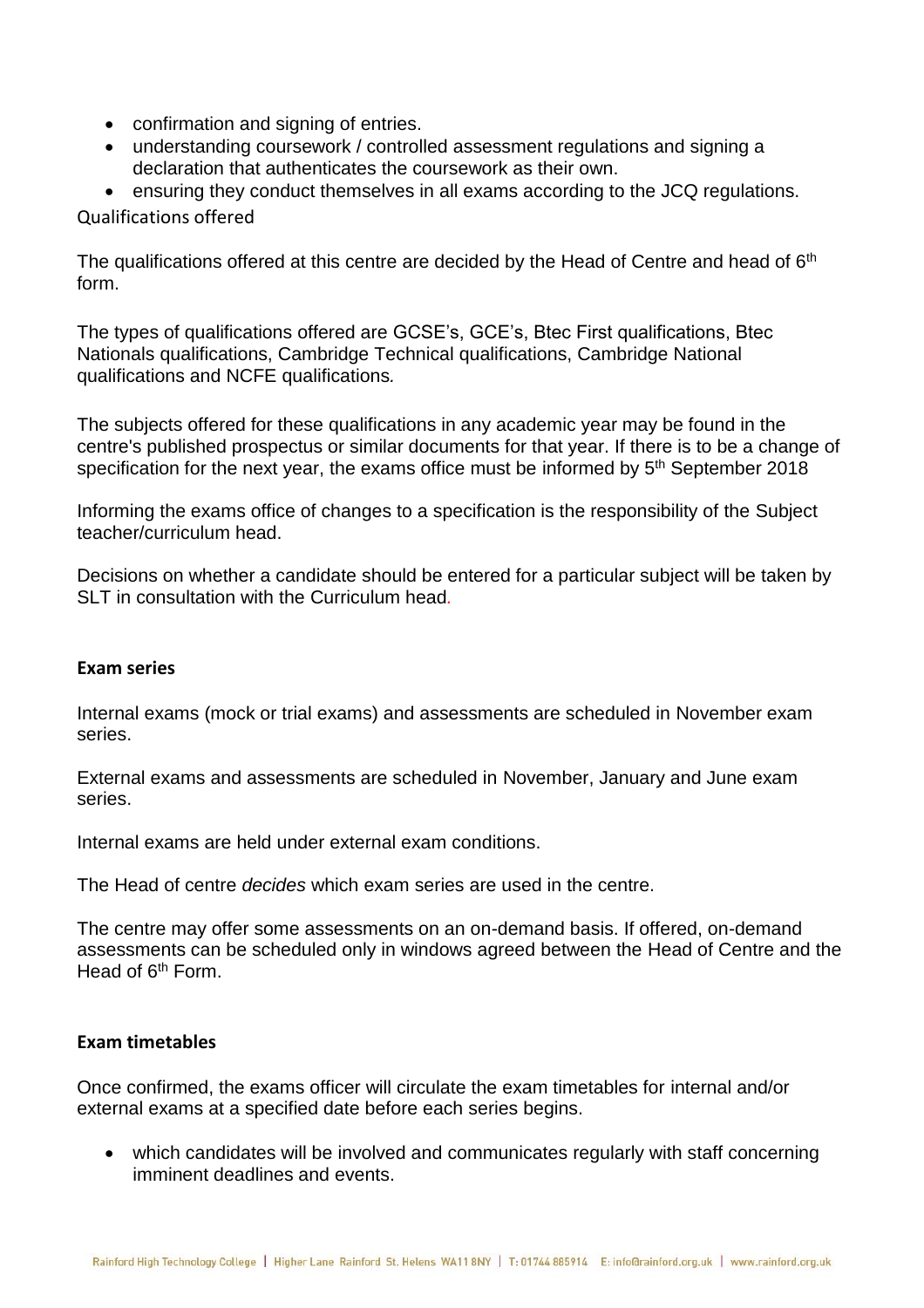- confirmation and signing of entries.
- understanding coursework / controlled assessment regulations and signing a declaration that authenticates the coursework as their own.
- ensuring they conduct themselves in all exams according to the JCQ regulations.

## Qualifications offered

The qualifications offered at this centre are decided by the Head of Centre and head of 6th form.

The types of qualifications offered are GCSE's, GCE's, Btec First qualifications, Btec Nationals qualifications, Cambridge Technical qualifications, Cambridge National qualifications and NCFE qualifications.

The subjects offered for these qualifications in any academic year may be found in the centre's published prospectus or similar documents for that year. If there is to be a change of specification for the next year, the exams office must be informed by 5th September 2018

Informing the exams office of changes to a specification is the responsibility of the Subject teacher/curriculum head.

Decisions on whether a candidate should be entered for a particular subject will be taken by SLT in consultation with the Curriculum head.

## Exam series

Internal exams (mock or trial exams) and assessments are scheduled in November exam series.

External exams and assessments are scheduled in November, January and June exam series.

Internal exams are held under external exam conditions.

The Head of centre *decides* which exam series are used in the centre.

The centre may offer some assessments on an on-demand basis. If offered, on-demand assessments can be scheduled only in windows agreed between the Head of Centre and the Head of 6th Form.

## Exam timetables

Once confirmed, the exams officer will circulate the exam timetables for internal and/or external exams at a specified date before each series begins.

- which candidates will be involved and communicates regularly with staff concerning imminent deadlines and events.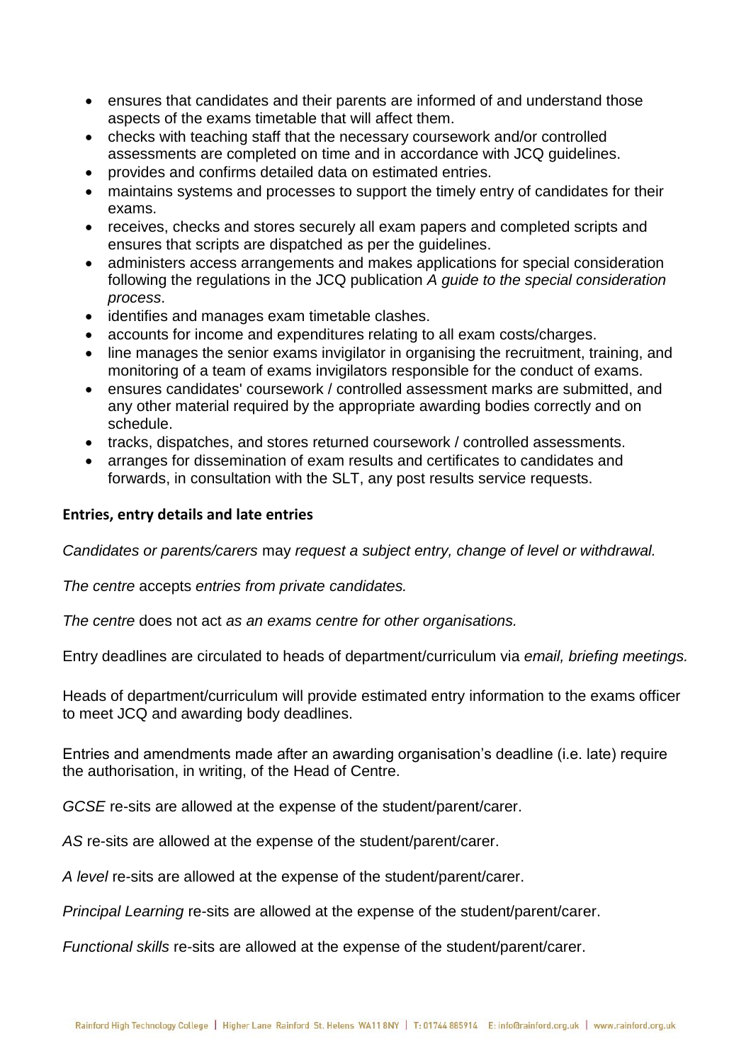- ensures that candidates and their parents are informed of and understand those aspects of the exams timetable that will affect them.
- checks with teaching staff that the necessary coursework and/or controlled assessments are completed on time and in accordance with JCQ guidelines.
- provides and confirms detailed data on estimated entries.
- maintains systems and processes to support the timely entry of candidates for their exams.
- receives, checks and stores securely all exam papers and completed scripts and ensures that scripts are dispatched as per the guidelines.
- administers access arrangements and makes applications for special consideration following the regulations in the JCQ publication *A guide to the special consideration process*.
- identifies and manages exam timetable clashes.
- accounts for income and expenditures relating to all exam costs/charges.
- line manages the senior exams invigilator in organising the recruitment, training, and monitoring of a team of exams invigilators responsible for the conduct of exams.
- ensures candidates' coursework / controlled assessment marks are submitted, and any other material required by the appropriate awarding bodies correctly and on schedule.
- tracks, dispatches, and stores returned coursework / controlled assessments.
- arranges for dissemination of exam results and certificates to candidates and forwards, in consultation with the SLT, any post results service requests.

**Entries, entry details and late entries**

*Candidates or parents/carers* may *request a subject entry, change of level or withdrawal.*

*The centre* accepts *entries from private candidates.*

*The centre* does not act *as an exams centre for other organisations.*

Entry deadlines are circulated to heads of department/curriculum via *email, briefing meetings.*

Heads of department/curriculum will provide estimated entry information to the exams officer to meet JCQ and awarding body deadlines.

Entries and amendments made after an awarding organisation's deadline (i.e. late) require the authorisation, in writing, of the Head of Centre.

*GCSE* re-sits are allowed at the expense of the student/parent/carer.

*AS* re-sits are allowed at the expense of the student/parent/carer.

*A level* re-sits are allowed at the expense of the student/parent/carer.

*Principal Learning* re-sits are allowed at the expense of the student/parent/carer.

*Functional skills* re-sits are allowed at the expense of the student/parent/carer.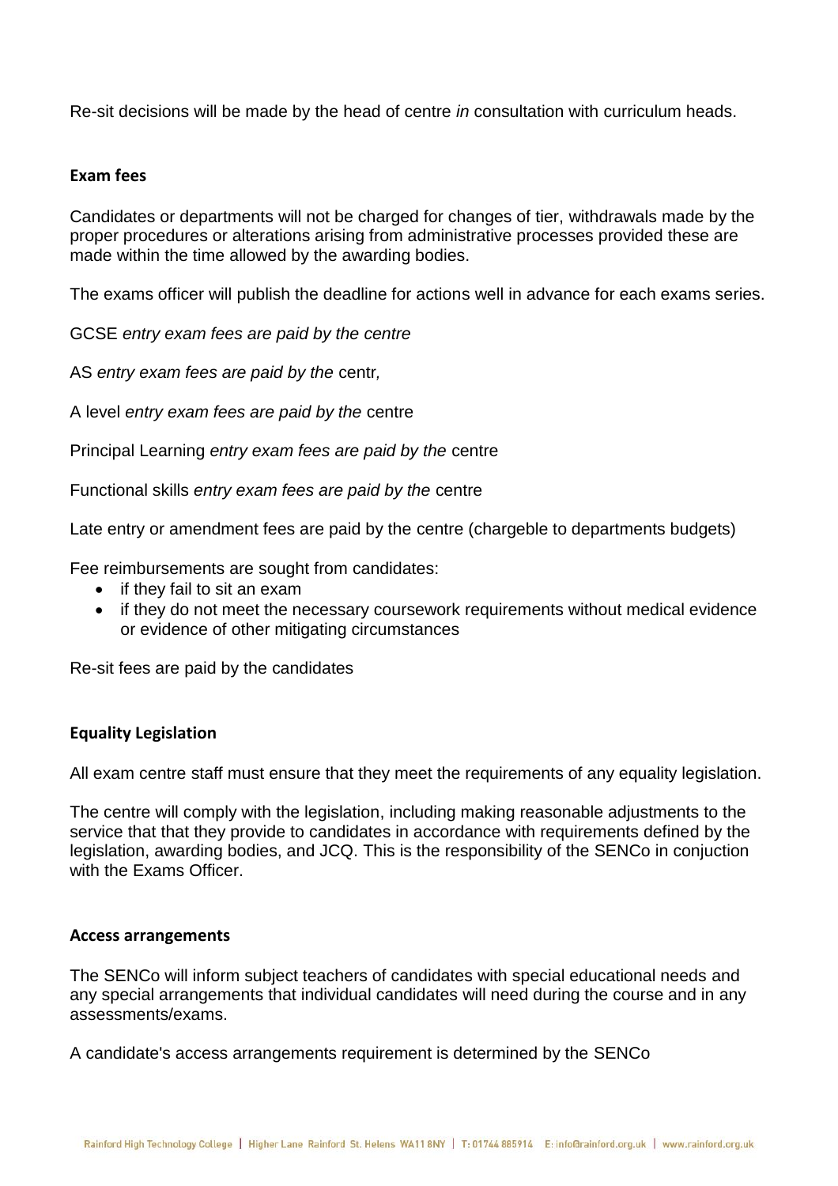Re-sit decisions will be made by the head of centre *in* consultation with curriculum heads.

**Exam fees**

Candidates or departments will not be charged for changes of tier, withdrawals made by the proper procedures or alterations arising from administrative processes provided these are made within the time allowed by the awarding bodies.

The exams officer will publish the deadline for actions well in advance for each exams series.

GCSE *entry exam fees are paid by the centre*

AS *entry exam fees are paid by the* centr*,*

A level *entry exam fees are paid by the* centre

Principal Learning *entry exam fees are paid by the* centre

Functional skills *entry exam fees are paid by the* centre

Late entry or amendment fees are paid by the centre (chargeble to departments budgets)

Fee reimbursements are sought from candidates:

- if they fail to sit an exam
- if they do not meet the necessary coursework requirements without medical evidence or evidence of other mitigating circumstances

Re-sit fees are paid by the candidates

**Equality Legislation**

All exam centre staff must ensure that they meet the requirements of any equality legislation.

The centre will comply with the legislation, including making reasonable adjustments to the service that that they provide to candidates in accordance with requirements defined by the legislation, awarding bodies, and JCQ. This is the responsibility of the SENCo in conjuction with the Exams Officer.

**Access arrangements**

The SENCo will inform subject teachers of candidates with special educational needs and any special arrangements that individual candidates will need during the course and in any assessments/exams.

A candidate's access arrangements requirement is determined by the SENCo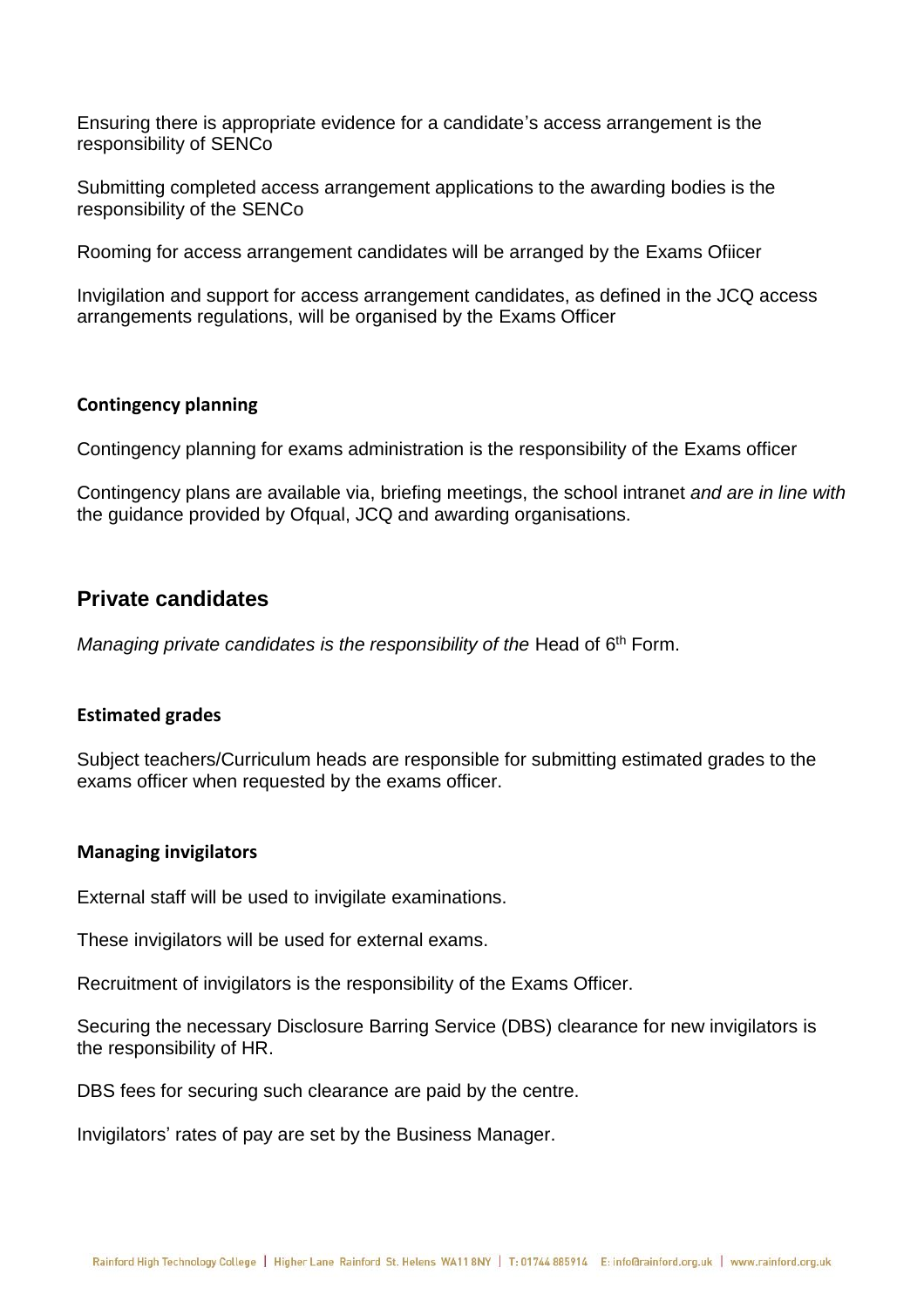Ensuring there is appropriate evidence for a candidate's access arrangement is the responsibility of SENCo

Submitting completed access arrangement applications to the awarding bodies is the responsibility of the SENCo

Rooming for access arrangement candidates will be arranged by the Exams Ofiicer

Invigilation and support for access arrangement candidates, as defined in the JCQ access arrangements regulations, will be organised by the Exams Officer

### Contingency planning

Contingency planning for exams administration is the responsibility of the Exams officer

Contingency plans are available via, briefing meetings, the school intranet *and are in line with* the guidance provided by Ofqual, JCQ and awarding organisations.

## Private candidates

*Managing private candidates is the responsibility of the* Head of 6th Form.

### Estimated grades

Subject teachers/Curriculum heads are responsible for submitting estimated grades to the exams officer when requested by the exams officer.

### Managing invigilators

External staff will be used to invigilate examinations.

These invigilators will be used for external exams.

Recruitment of invigilators is the responsibility of the Exams Officer.

Securing the necessary Disclosure Barring Service (DBS) clearance for new invigilators is the responsibility of HR.

DBS fees for securing such clearance are paid by the centre.

Invigilators' rates of pay are set by the Business Manager.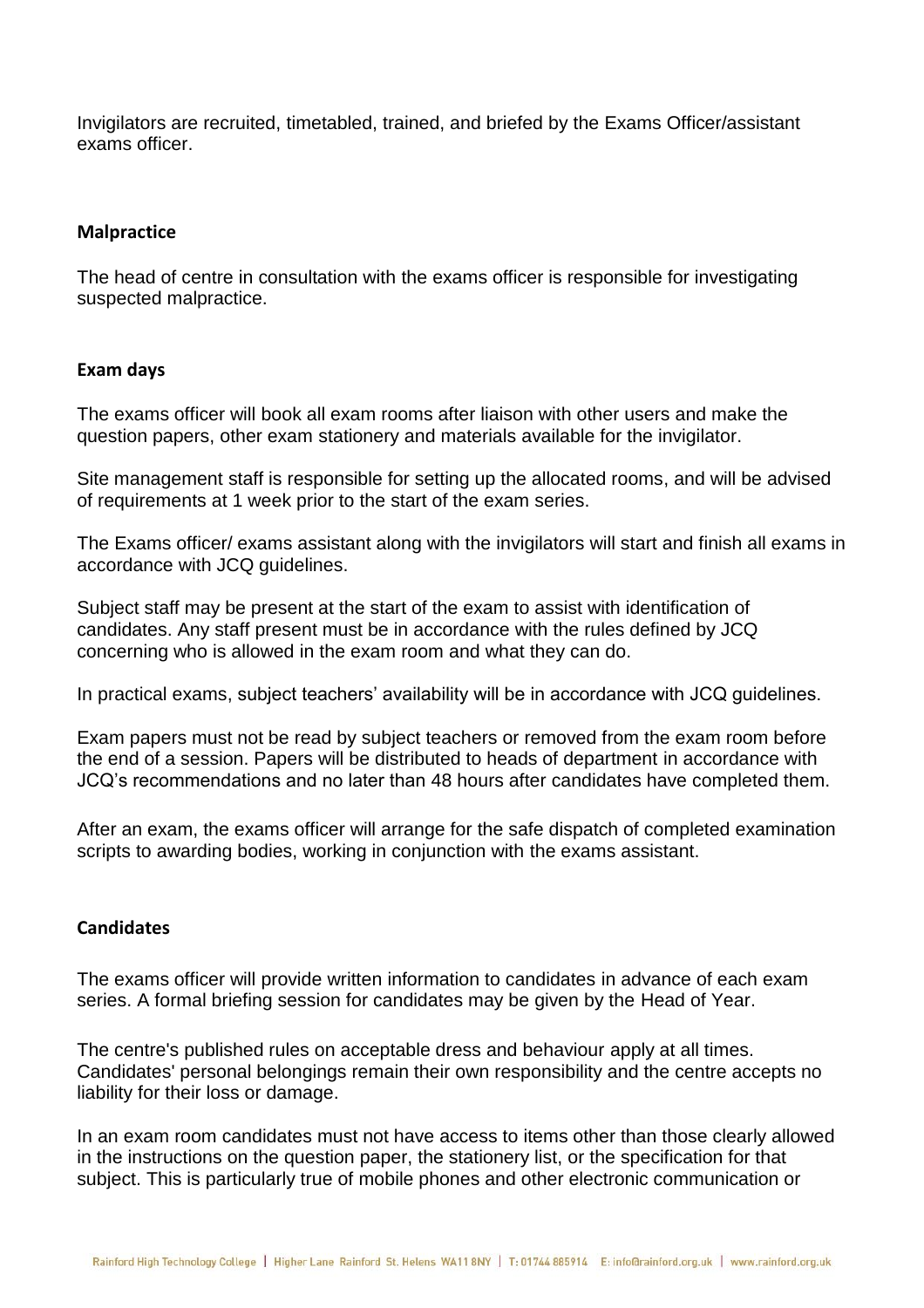Invigilators are recruited, timetabled, trained, and briefed by the Exams Officer/assistant exams officer.

### Malpractice

The head of centre in consultation with the exams officer is responsible for investigating suspected malpractice.

### Exam days

The exams officer will book all exam rooms after liaison with other users and make the question papers, other exam stationery and materials available for the invigilator.

Site management staff is responsible for setting up the allocated rooms, and will be advised of requirements at 1 week prior to the start of the exam series.

The Exams officer/ exams assistant along with the invigilators will start and finish all exams in accordance with JCQ guidelines.

Subject staff may be present at the start of the exam to assist with identification of candidates. Any staff present must be in accordance with the rules defined by JCQ concerning who is allowed in the exam room and what they can do.

In practical exams, subject teachers' availability will be in accordance with JCQ guidelines.

Exam papers must not be read by subject teachers or removed from the exam room before the end of a session. Papers will be distributed to heads of department in accordance with JCQ's recommendations and no later than 48 hours after candidates have completed them.

After an exam, the exams officer will arrange for the safe dispatch of completed examination scripts to awarding bodies, working in conjunction with the exams assistant.

### Candidates

The exams officer will provide written information to candidates in advance of each exam series. A formal briefing session for candidates may be given by the Head of Year.

The centre's published rules on acceptable dress and behaviour apply at all times. Candidates' personal belongings remain their own responsibility and the centre accepts no liability for their loss or damage.

In an exam room candidates must not have access to items other than those clearly allowed in the instructions on the question paper, the stationery list, or the specification for that subject. This is particularly true of mobile phones and other electronic communication or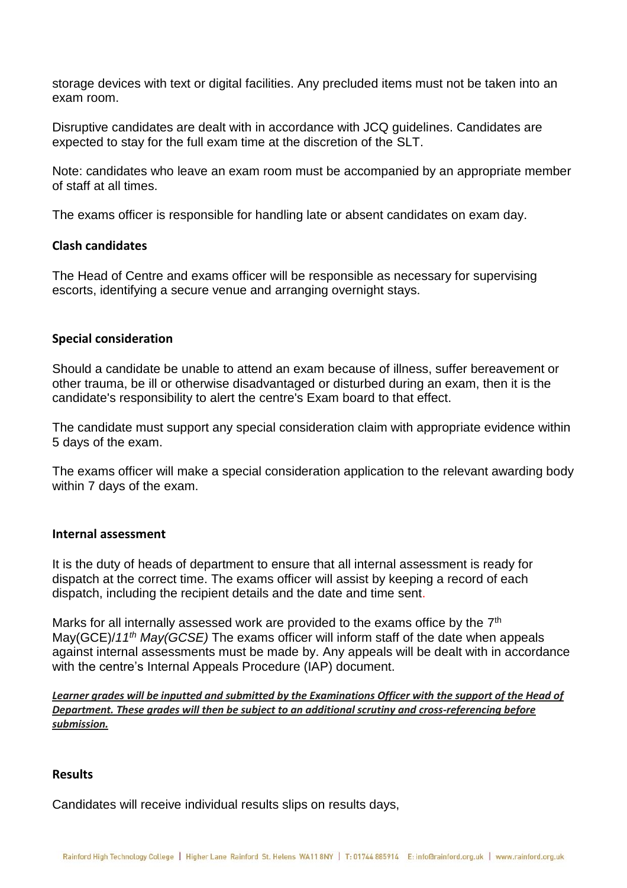storage devices with text or digital facilities. Any precluded items must not be taken into an exam room.

Disruptive candidates are dealt with in accordance with JCQ guidelines. Candidates are expected to stay for the full exam time at the discretion of the SLT.

Note: candidates who leave an exam room must be accompanied by an appropriate member of staff at all times.

The exams officer is responsible for handling late or absent candidates on exam day.

### Clash candidates

The Head of Centre and exams officer will be responsible as necessary for supervising escorts, identifying a secure venue and arranging overnight stays.

### Special consideration

Should a candidate be unable to attend an exam because of illness, suffer bereavement or other trauma, be ill or otherwise disadvantaged or disturbed during an exam, then it is the candidate's responsibility to alert the centre's Exam board to that effect.

The candidate must support any special consideration claim with appropriate evidence within 5 days of the exam.

The exams officer will make a special consideration application to the relevant awarding body within 7 days of the exam.

### Internal assessment

It is the duty of heads of department to ensure that all internal assessment is ready for dispatch at the correct time. The exams officer will assist by keeping a record of each dispatch, including the recipient details and the date and time sent.

Marks for all internally assessed work are provided to the exams office by the 7th May(GCE)/*11th May(GCSE)* The exams officer will inform staff of the date when appeals against internal assessments must be made by. Any appeals will be dealt with in accordance with the centre's Internal Appeals Procedure (IAP) document.

***Learner grades will be inputted and submitted by the Examinations Officer with the support of the Head of Department. These grades will then be subject to an additional scrutiny and cross-referencing before submission.***

### Results

Candidates will receive individual results slips on results days,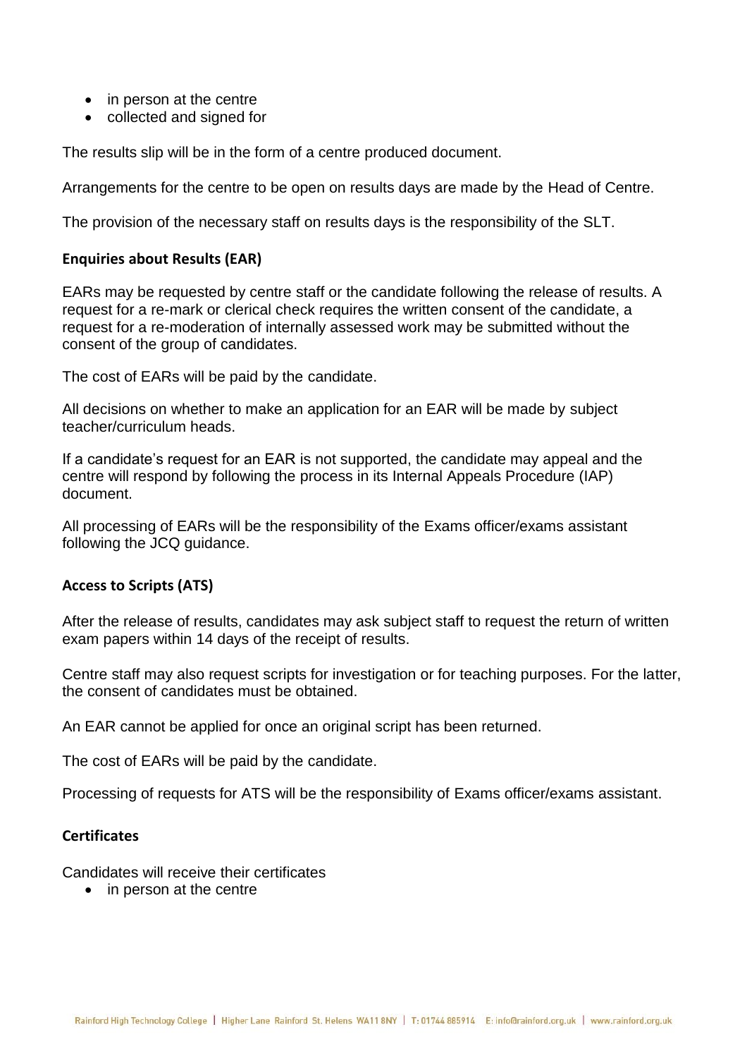- in person at the centre
- collected and signed for

The results slip will be in the form of a centre produced document.

Arrangements for the centre to be open on results days are made by the Head of Centre.

The provision of the necessary staff on results days is the responsibility of the SLT.

### Enquiries about Results (EAR)

EARs may be requested by centre staff or the candidate following the release of results. A request for a re-mark or clerical check requires the written consent of the candidate, a request for a re-moderation of internally assessed work may be submitted without the consent of the group of candidates.

The cost of EARs will be paid by the candidate.

All decisions on whether to make an application for an EAR will be made by subject teacher/curriculum heads.

If a candidate's request for an EAR is not supported, the candidate may appeal and the centre will respond by following the process in its Internal Appeals Procedure (IAP) document.

All processing of EARs will be the responsibility of the Exams officer/exams assistant following the JCQ guidance.

### Access to Scripts (ATS)

After the release of results, candidates may ask subject staff to request the return of written exam papers within 14 days of the receipt of results.

Centre staff may also request scripts for investigation or for teaching purposes. For the latter, the consent of candidates must be obtained.

An EAR cannot be applied for once an original script has been returned.

The cost of EARs will be paid by the candidate.

Processing of requests for ATS will be the responsibility of Exams officer/exams assistant.

### Certificates

Candidates will receive their certificates

- in person at the centre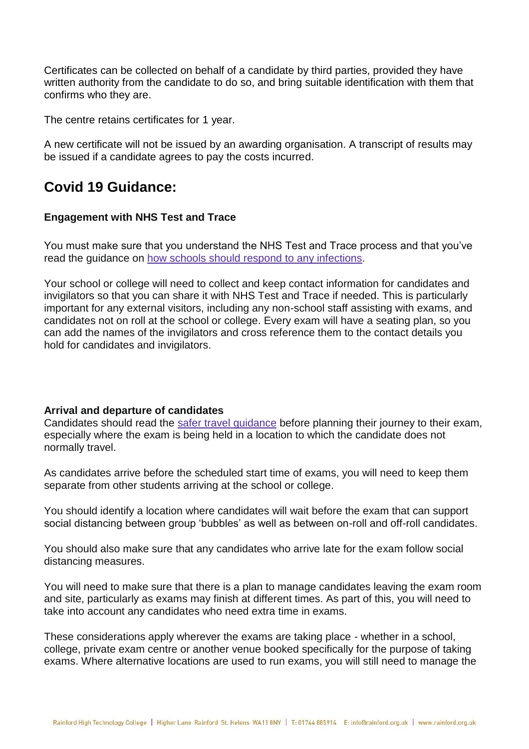Certificates can be collected on behalf of a candidate by third parties, provided they have written authority from the candidate to do so, and bring suitable identification with them that confirms who they are.

The centre retains certificates for 1 year.

A new certificate will not be issued by an awarding organisation. A transcript of results may be issued if a candidate agrees to pay the costs incurred.

## Covid 19 Guidance:

**Engagement with NHS Test and Trace**

You must make sure that you understand the NHS Test and Trace process and that you've read the guidance on how schools should respond to any infections.

Your school or college will need to collect and keep contact information for candidates and invigilators so that you can share it with NHS Test and Trace if needed. This is particularly important for any external visitors, including any non-school staff assisting with exams, and candidates not on roll at the school or college. Every exam will have a seating plan, so you can add the names of the invigilators and cross reference them to the contact details you hold for candidates and invigilators.

**Arrival and departure of candidates**

Candidates should read the safer travel guidance before planning their journey to their exam, especially where the exam is being held in a location to which the candidate does not normally travel.

As candidates arrive before the scheduled start time of exams, you will need to keep them separate from other students arriving at the school or college.

You should identify a location where candidates will wait before the exam that can support social distancing between group 'bubbles' as well as between on-roll and off-roll candidates.

You should also make sure that any candidates who arrive late for the exam follow social distancing measures.

You will need to make sure that there is a plan to manage candidates leaving the exam room and site, particularly as exams may finish at different times. As part of this, you will need to take into account any candidates who need extra time in exams.

These considerations apply wherever the exams are taking place - whether in a school, college, private exam centre or another venue booked specifically for the purpose of taking exams. Where alternative locations are used to run exams, you will still need to manage the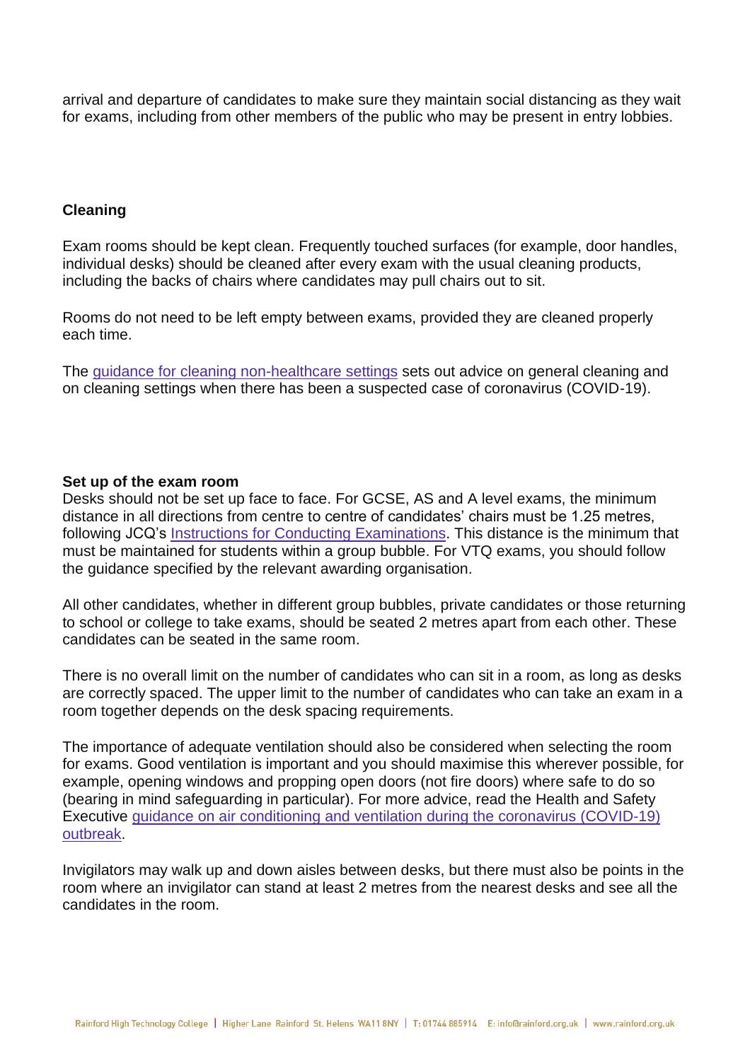arrival and departure of candidates to make sure they maintain social distancing as they wait for exams, including from other members of the public who may be present in entry lobbies.

**Cleaning**

Exam rooms should be kept clean. Frequently touched surfaces (for example, door handles, individual desks) should be cleaned after every exam with the usual cleaning products, including the backs of chairs where candidates may pull chairs out to sit.

Rooms do not need to be left empty between exams, provided they are cleaned properly each time.

The guidance for cleaning non-healthcare settings sets out advice on general cleaning and on cleaning settings when there has been a suspected case of coronavirus (COVID-19).

**Set up of the exam room**

Desks should not be set up face to face. For GCSE, AS and A level exams, the minimum distance in all directions from centre to centre of candidates' chairs must be 1.25 metres, following JCQ's Instructions for Conducting Examinations. This distance is the minimum that must be maintained for students within a group bubble. For VTQ exams, you should follow the guidance specified by the relevant awarding organisation.

All other candidates, whether in different group bubbles, private candidates or those returning to school or college to take exams, should be seated 2 metres apart from each other. These candidates can be seated in the same room.

There is no overall limit on the number of candidates who can sit in a room, as long as desks are correctly spaced. The upper limit to the number of candidates who can take an exam in a room together depends on the desk spacing requirements.

The importance of adequate ventilation should also be considered when selecting the room for exams. Good ventilation is important and you should maximise this wherever possible, for example, opening windows and propping open doors (not fire doors) where safe to do so (bearing in mind safeguarding in particular). For more advice, read the Health and Safety Executive guidance on air conditioning and ventilation during the coronavirus (COVID-19) outbreak.

Invigilators may walk up and down aisles between desks, but there must also be points in the room where an invigilator can stand at least 2 metres from the nearest desks and see all the candidates in the room.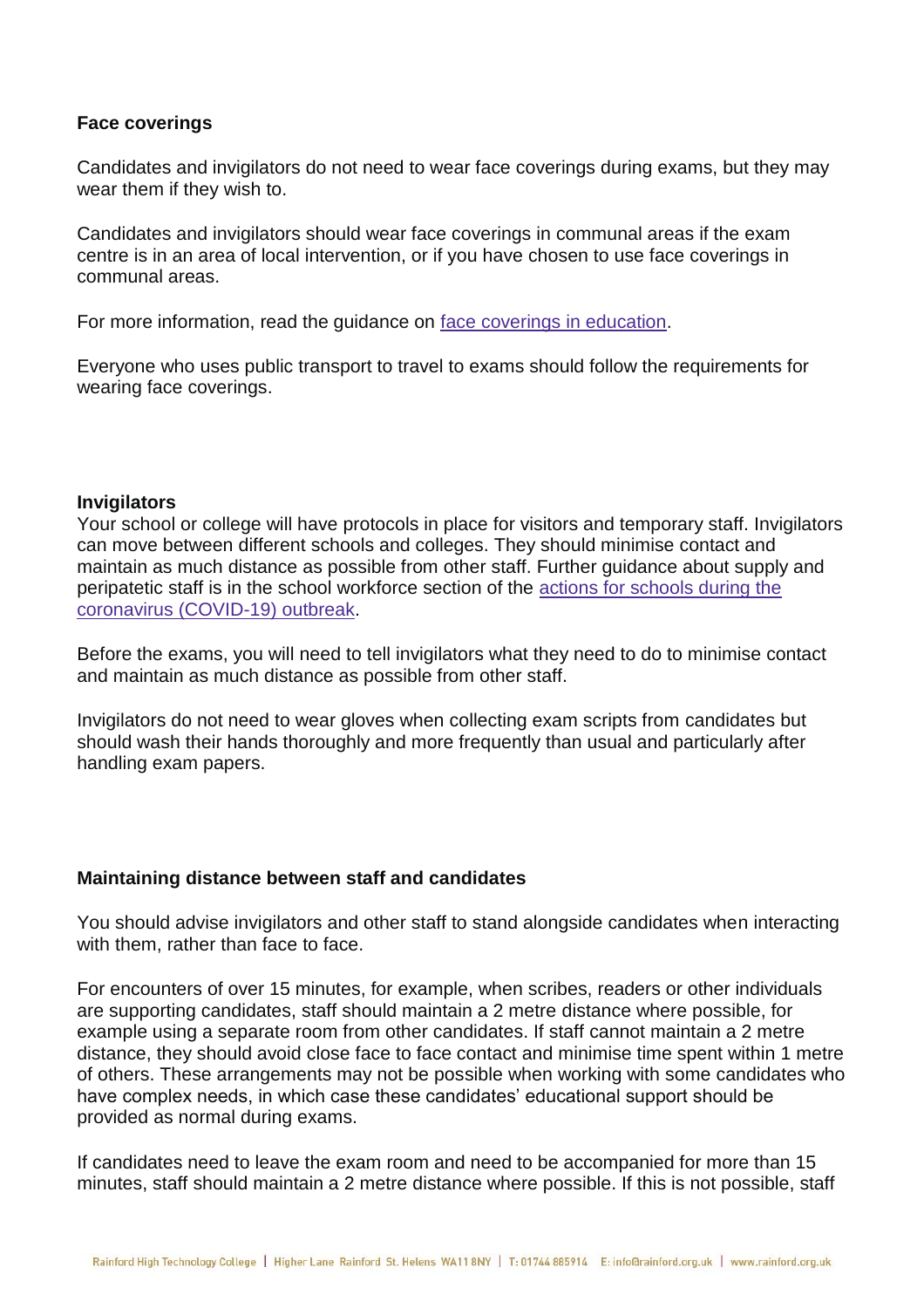**Face coverings**

Candidates and invigilators do not need to wear face coverings during exams, but they may wear them if they wish to.

Candidates and invigilators should wear face coverings in communal areas if the exam centre is in an area of local intervention, or if you have chosen to use face coverings in communal areas.

For more information, read the guidance on face coverings in education.

Everyone who uses public transport to travel to exams should follow the requirements for wearing face coverings.

**Invigilators**

Your school or college will have protocols in place for visitors and temporary staff. Invigilators can move between different schools and colleges. They should minimise contact and maintain as much distance as possible from other staff. Further guidance about supply and peripatetic staff is in the school workforce section of the actions for schools during the coronavirus (COVID-19) outbreak.

Before the exams, you will need to tell invigilators what they need to do to minimise contact and maintain as much distance as possible from other staff.

Invigilators do not need to wear gloves when collecting exam scripts from candidates but should wash their hands thoroughly and more frequently than usual and particularly after handling exam papers.

**Maintaining distance between staff and candidates**

You should advise invigilators and other staff to stand alongside candidates when interacting with them, rather than face to face.

For encounters of over 15 minutes, for example, when scribes, readers or other individuals are supporting candidates, staff should maintain a 2 metre distance where possible, for example using a separate room from other candidates. If staff cannot maintain a 2 metre distance, they should avoid close face to face contact and minimise time spent within 1 metre of others. These arrangements may not be possible when working with some candidates who have complex needs, in which case these candidates' educational support should be provided as normal during exams.

If candidates need to leave the exam room and need to be accompanied for more than 15 minutes, staff should maintain a 2 metre distance where possible. If this is not possible, staff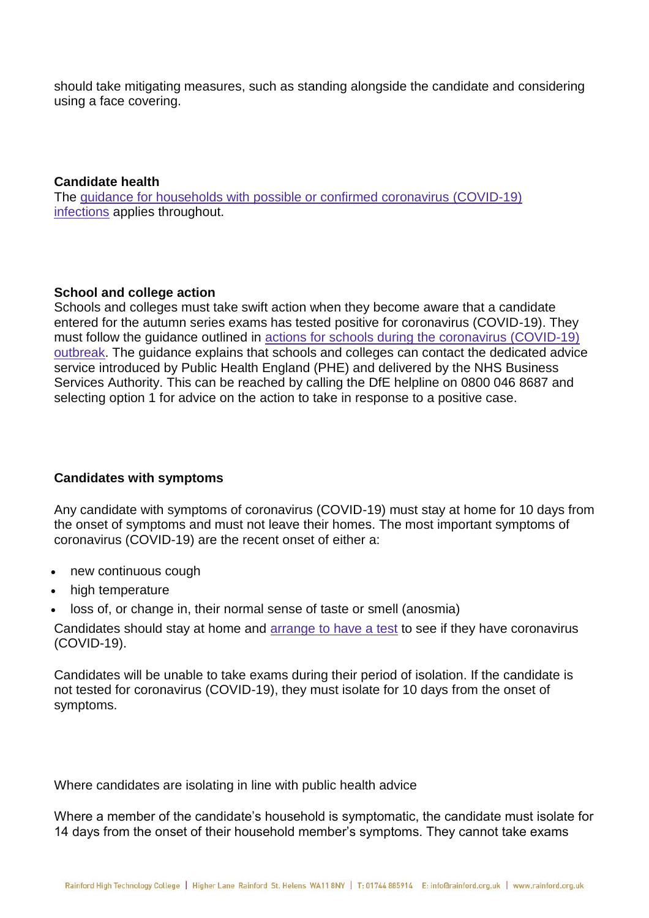should take mitigating measures, such as standing alongside the candidate and considering using a face covering.

**Candidate health**

The [guidance for households with possible or confirmed coronavirus (COVID-19) infections]() applies throughout.

**School and college action**

Schools and colleges must take swift action when they become aware that a candidate entered for the autumn series exams has tested positive for coronavirus (COVID-19). They must follow the guidance outlined in [actions for schools during the coronavirus (COVID-19) outbreak](). The guidance explains that schools and colleges can contact the dedicated advice service introduced by Public Health England (PHE) and delivered by the NHS Business Services Authority. This can be reached by calling the DfE helpline on 0800 046 8687 and selecting option 1 for advice on the action to take in response to a positive case.

**Candidates with symptoms**

Any candidate with symptoms of coronavirus (COVID-19) must stay at home for 10 days from the onset of symptoms and must not leave their homes. The most important symptoms of coronavirus (COVID-19) are the recent onset of either a:

- new continuous cough
- high temperature
- loss of, or change in, their normal sense of taste or smell (anosmia)

Candidates should stay at home and [arrange to have a test]() to see if they have coronavirus (COVID-19).

Candidates will be unable to take exams during their period of isolation. If the candidate is not tested for coronavirus (COVID-19), they must isolate for 10 days from the onset of symptoms.

Where candidates are isolating in line with public health advice

Where a member of the candidate's household is symptomatic, the candidate must isolate for 14 days from the onset of their household member's symptoms. They cannot take exams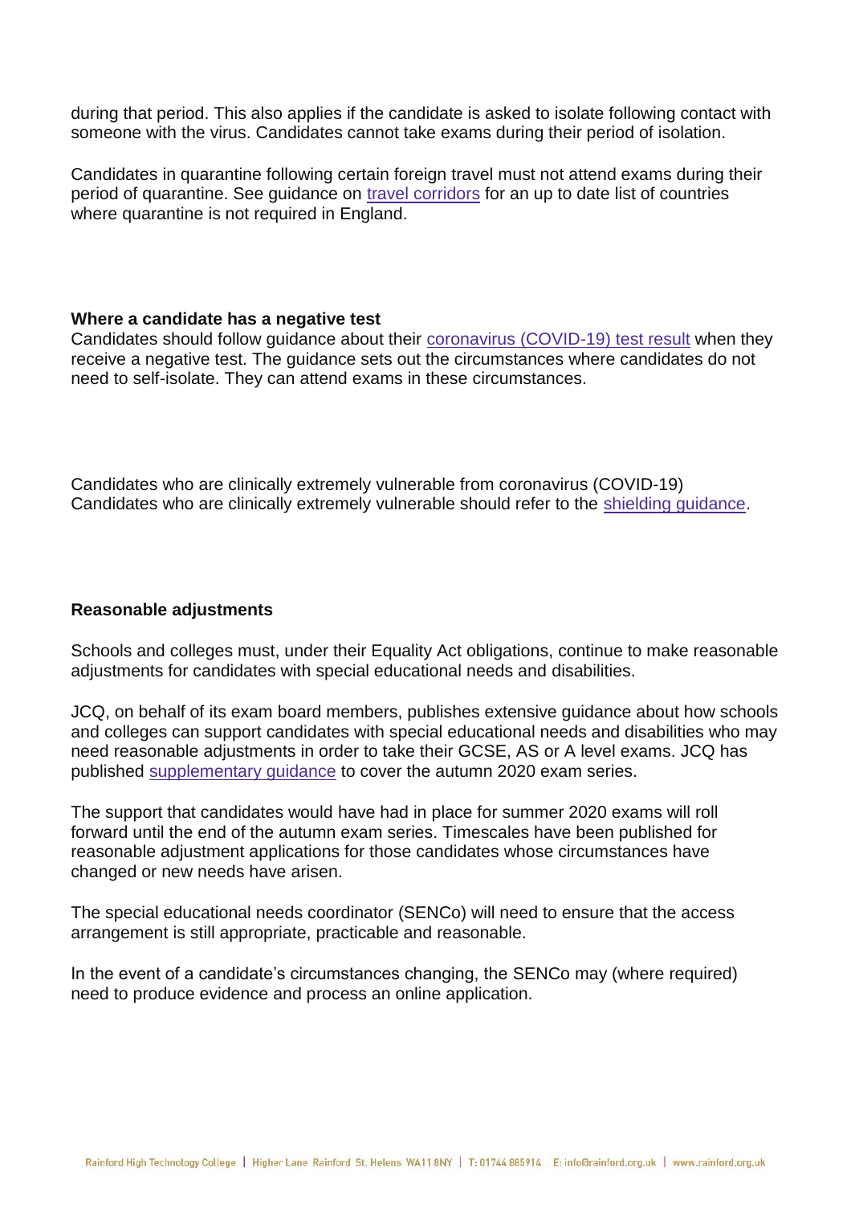during that period. This also applies if the candidate is asked to isolate following contact with someone with the virus. Candidates cannot take exams during their period of isolation.

Candidates in quarantine following certain foreign travel must not attend exams during their period of quarantine. See guidance on travel corridors for an up to date list of countries where quarantine is not required in England.

**Where a candidate has a negative test**
Candidates should follow guidance about their coronavirus (COVID-19) test result when they receive a negative test. The guidance sets out the circumstances where candidates do not need to self-isolate. They can attend exams in these circumstances.

Candidates who are clinically extremely vulnerable from coronavirus (COVID-19)
Candidates who are clinically extremely vulnerable should refer to the shielding guidance.

**Reasonable adjustments**

Schools and colleges must, under their Equality Act obligations, continue to make reasonable adjustments for candidates with special educational needs and disabilities.

JCQ, on behalf of its exam board members, publishes extensive guidance about how schools and colleges can support candidates with special educational needs and disabilities who may need reasonable adjustments in order to take their GCSE, AS or A level exams. JCQ has published supplementary guidance to cover the autumn 2020 exam series.

The support that candidates would have had in place for summer 2020 exams will roll forward until the end of the autumn exam series. Timescales have been published for reasonable adjustment applications for those candidates whose circumstances have changed or new needs have arisen.

The special educational needs coordinator (SENCo) will need to ensure that the access arrangement is still appropriate, practicable and reasonable.

In the event of a candidate's circumstances changing, the SENCo may (where required) need to produce evidence and process an online application.